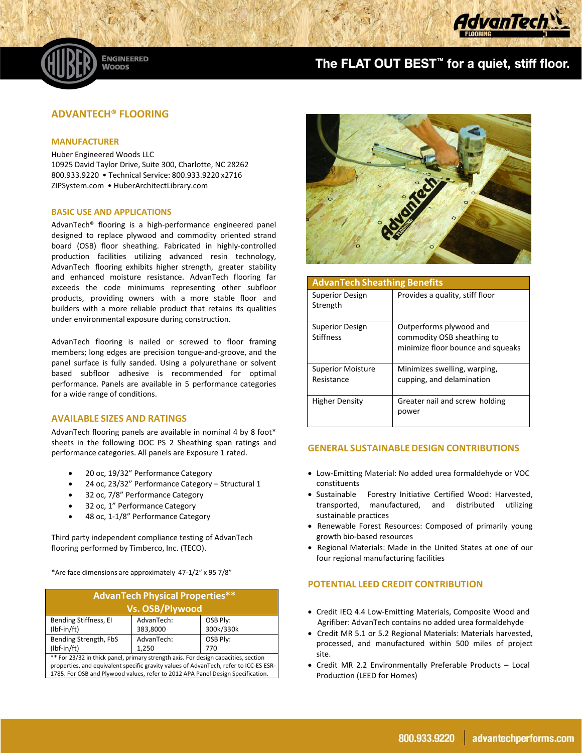ENGINEERED WOODS

The FLAT OUT BEST™ for a quiet, stiff floor.

# ADVANTECH® FLOORING

## MANUFACTURER

Huber Engineered Woods LLC
10925 David Taylor Drive, Suite 300, Charlotte, NC 28262
800.933.9220 • Technical Service: 800.933.9220 x2716
ZIPSystem.com • HuberArchitectLibrary.com

## BASIC USE AND APPLICATIONS

AdvanTech® flooring is a high-performance engineered panel designed to replace plywood and commodity oriented strand board (OSB) floor sheathing. Fabricated in highly-controlled production facilities utilizing advanced resin technology, AdvanTech flooring exhibits higher strength, greater stability and enhanced moisture resistance. AdvanTech flooring far exceeds the code minimums representing other subfloor products, providing owners with a more stable floor and builders with a more reliable product that retains its qualities under environmental exposure during construction.

AdvanTech flooring is nailed or screwed to floor framing members; long edges are precision tongue-and-groove, and the panel surface is fully sanded. Using a polyurethane or solvent based subfloor adhesive is recommended for optimal performance. Panels are available in 5 performance categories for a wide range of conditions.

## AVAILABLE SIZES AND RATINGS

AdvanTech flooring panels are available in nominal 4 by 8 foot* sheets in the following DOC PS 2 Sheathing span ratings and performance categories. All panels are Exposure 1 rated.

- 20 oc, 19/32" Performance Category
- 24 oc, 23/32" Performance Category – Structural 1
- 32 oc, 7/8" Performance Category
- 32 oc, 1" Performance Category
- 48 oc, 1-1/8" Performance Category

Third party independent compliance testing of AdvanTech flooring performed by Timberco, Inc. (TECO).

*Are face dimensions are approximately 47-1/2" x 95 7/8"

| AdvanTech Physical Properties** Vs. OSB/Plywood | | |
|---|---|---|
| Bending Stiffness, EI (lbf-in/ft) | AdvanTech: 383,8000 | OSB Ply: 300k/330k |
| Bending Strength, FbS (lbf-in/ft) | AdvanTech: 1,250 | OSB Ply: 770 |

** For 23/32 in thick panel, primary strength axis. For design capacities, section properties, and equivalent specific gravity values of AdvanTech, refer to ICC-ES ESR-1785. For OSB and Plywood values, refer to 2012 APA Panel Design Specification.

| AdvanTech Sheathing Benefits | |
|---|---|
| Superior Design Strength | Provides a quality, stiff floor |
| Superior Design Stiffness | Outperforms plywood and commodity OSB sheathing to minimize floor bounce and squeaks |
| Superior Moisture Resistance | Minimizes swelling, warping, cupping, and delamination |
| Higher Density | Greater nail and screw holding power |

## GENERAL SUSTAINABLE DESIGN CONTRIBUTIONS

- Low-Emitting Material: No added urea formaldehyde or VOC constituents
- Sustainable Forestry Initiative Certified Wood: Harvested, transported, manufactured, and distributed utilizing sustainable practices
- Renewable Forest Resources: Composed of primarily young growth bio-based resources
- Regional Materials: Made in the United States at one of our four regional manufacturing facilities

## POTENTIAL LEED CREDIT CONTRIBUTION

- Credit IEQ 4.4 Low-Emitting Materials, Composite Wood and Agrifiber: AdvanTech contains no added urea formaldehyde
- Credit MR 5.1 or 5.2 Regional Materials: Materials harvested, processed, and manufactured within 500 miles of project site.
- Credit MR 2.2 Environmentally Preferable Products – Local Production (LEED for Homes)

800.933.9220 | advantechperforms.com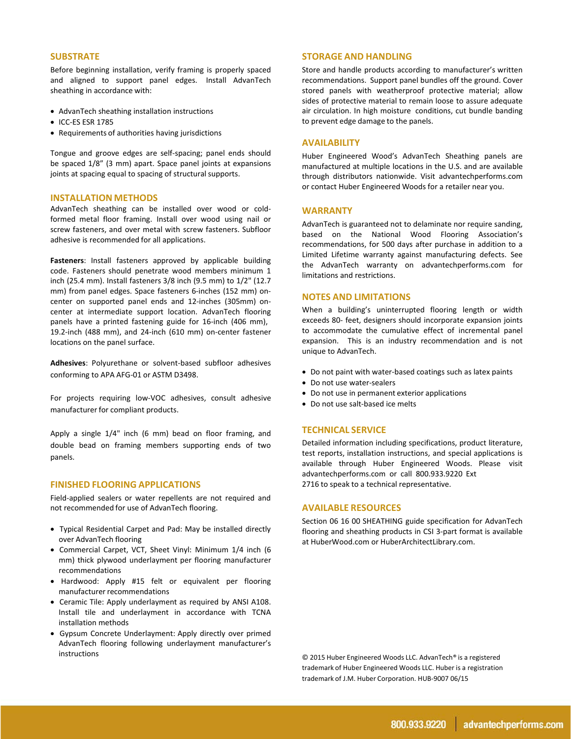## SUBSTRATE

Before beginning installation, verify framing is properly spaced and aligned to support panel edges. Install AdvanTech sheathing in accordance with:

- AdvanTech sheathing installation instructions
- ICC-ES ESR 1785
- Requirements of authorities having jurisdictions

Tongue and groove edges are self-spacing; panel ends should be spaced 1/8" (3 mm) apart. Space panel joints at expansions joints at spacing equal to spacing of structural supports.

## INSTALLATION METHODS

AdvanTech sheathing can be installed over wood or cold-formed metal floor framing. Install over wood using nail or screw fasteners, and over metal with screw fasteners. Subfloor adhesive is recommended for all applications.

**Fasteners**: Install fasteners approved by applicable building code. Fasteners should penetrate wood members minimum 1 inch (25.4 mm). Install fasteners 3/8 inch (9.5 mm) to 1/2" (12.7 mm) from panel edges. Space fasteners 6-inches (152 mm) on-center on supported panel ends and 12-inches (305mm) on-center at intermediate support location. AdvanTech flooring panels have a printed fastening guide for 16-inch (406 mm), 19.2-inch (488 mm), and 24-inch (610 mm) on-center fastener locations on the panel surface.

**Adhesives**: Polyurethane or solvent-based subfloor adhesives conforming to APA AFG-01 or ASTM D3498.

For projects requiring low-VOC adhesives, consult adhesive manufacturer for compliant products.

Apply a single 1/4" inch (6 mm) bead on floor framing, and double bead on framing members supporting ends of two panels.

## FINISHED FLOORING APPLICATIONS

Field-applied sealers or water repellents are not required and not recommended for use of AdvanTech flooring.

- Typical Residential Carpet and Pad: May be installed directly over AdvanTech flooring
- Commercial Carpet, VCT, Sheet Vinyl: Minimum 1/4 inch (6 mm) thick plywood underlayment per flooring manufacturer recommendations
- Hardwood: Apply #15 felt or equivalent per flooring manufacturer recommendations
- Ceramic Tile: Apply underlayment as required by ANSI A108. Install tile and underlayment in accordance with TCNA installation methods
- Gypsum Concrete Underlayment: Apply directly over primed AdvanTech flooring following underlayment manufacturer's instructions

## STORAGE AND HANDLING

Store and handle products according to manufacturer's written recommendations. Support panel bundles off the ground. Cover stored panels with weatherproof protective material; allow sides of protective material to remain loose to assure adequate air circulation. In high moisture conditions, cut bundle banding to prevent edge damage to the panels.

## AVAILABILITY

Huber Engineered Wood's AdvanTech Sheathing panels are manufactured at multiple locations in the U.S. and are available through distributors nationwide. Visit advantechperforms.com or contact Huber Engineered Woods for a retailer near you.

## WARRANTY

AdvanTech is guaranteed not to delaminate nor require sanding, based on the National Wood Flooring Association's recommendations, for 500 days after purchase in addition to a Limited Lifetime warranty against manufacturing defects. See the AdvanTech warranty on advantechperforms.com for limitations and restrictions.

## NOTES AND LIMITATIONS

When a building's uninterrupted flooring length or width exceeds 80- feet, designers should incorporate expansion joints to accommodate the cumulative effect of incremental panel expansion. This is an industry recommendation and is not unique to AdvanTech.

- Do not paint with water-based coatings such as latex paints
- Do not use water-sealers
- Do not use in permanent exterior applications
- Do not use salt-based ice melts

## TECHNICAL SERVICE

Detailed information including specifications, product literature, test reports, installation instructions, and special applications is available through Huber Engineered Woods. Please visit advantechperforms.com or call 800.933.9220 Ext 2716 to speak to a technical representative.

## AVAILABLE RESOURCES

Section 06 16 00 SHEATHING guide specification for AdvanTech flooring and sheathing products in CSI 3-part format is available at HuberWood.com or HuberArchitectLibrary.com.

© 2015 Huber Engineered Woods LLC. AdvanTech® is a registered trademark of Huber Engineered Woods LLC. Huber is a registration trademark of J.M. Huber Corporation. HUB-9007 06/15

800.933.9220 | advantechperforms.com